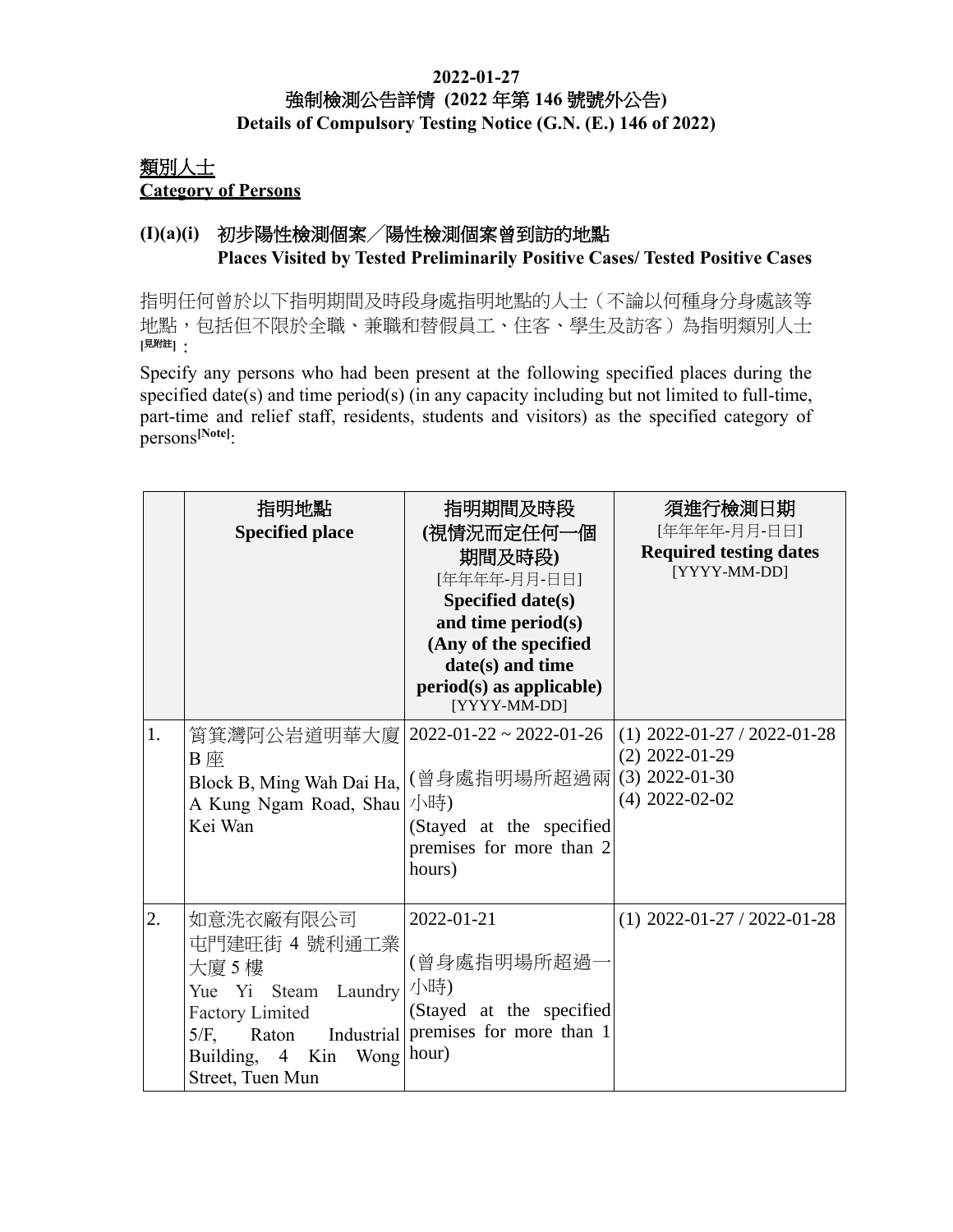**2022-01-27**

**強制檢測公告詳情 (2022 年第 146 號號外公告)**

**Details of Compulsory Testing Notice (G.N. (E.) 146 of 2022)**

## 類別人士
## Category of Persons

### (I)(a)(i) 初步陽性檢測個案╱陽性檢測個案曾到訪的地點 Places Visited by Tested Preliminarily Positive Cases/ Tested Positive Cases

指明任何曾於以下指明期間及時段身處指明地點的人士（不論以何種身分身處該等地點，包括但不限於全職、兼職和替假員工、住客、學生及訪客）為指明類別人士[見附註]：

Specify any persons who had been present at the following specified places during the specified date(s) and time period(s) (in any capacity including but not limited to full-time, part-time and relief staff, residents, students and visitors) as the specified category of persons[Note]:

| | 指明地點 **Specified place** | 指明期間及時段 (視情況而定任何一個期間及時段) [年年年年-月月-日日] **Specified date(s) and time period(s) (Any of the specified date(s) and time period(s) as applicable)** [YYYY-MM-DD] | 須進行檢測日期 [年年年年-月月-日日] **Required testing dates** [YYYY-MM-DD] |
|---|---|---|---|
| 1. | 筲箕灣阿公岩道明華大廈 B 座<br>Block B, Ming Wah Dai Ha, A Kung Ngam Road, Shau Kei Wan | 2022-01-22 ~ 2022-01-26<br>(曾身處指明場所超過兩小時)<br>(Stayed at the specified premises for more than 2 hours) | (1) 2022-01-27 / 2022-01-28<br>(2) 2022-01-29<br>(3) 2022-01-30<br>(4) 2022-02-02 |
| 2. | 如意洗衣廠有限公司<br>屯門建旺街 4 號利通工業大廈 5 樓<br>Yue Yi Steam Laundry Factory Limited<br>5/F, Raton Industrial Building, 4 Kin Wong Street, Tuen Mun | 2022-01-21<br>(曾身處指明場所超過一小時)<br>(Stayed at the specified premises for more than 1 hour) | (1) 2022-01-27 / 2022-01-28 |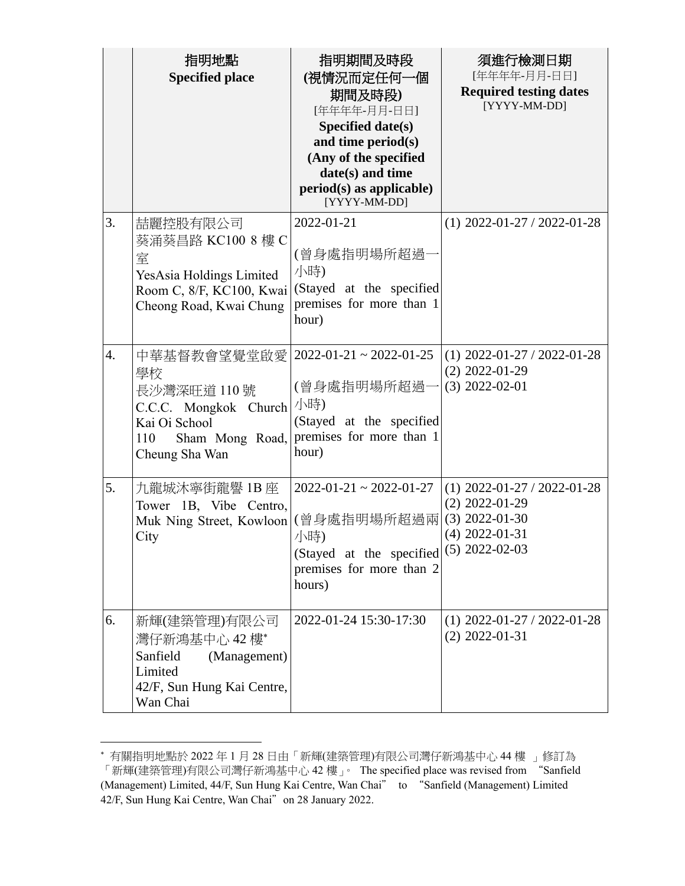| | 指明地點<br>**Specified place** | 指明期間及時段<br>**(視情況而定任何一個期間及時段)**<br>[年年年年-月月-日日]<br>**Specified date(s) and time period(s) (Any of the specified date(s) and time period(s) as applicable)**<br>[YYYY-MM-DD] | 須進行檢測日期<br>[年年年年-月月-日日]<br>**Required testing dates**<br>[YYYY-MM-DD] |
|---|---|---|---|
| 3. | 喆麗控股有限公司<br>葵涌葵昌路 KC100 8 樓 C 室<br>YesAsia Holdings Limited<br>Room C, 8/F, KC100, Kwai Cheong Road, Kwai Chung | 2022-01-21<br><br>(曾身處指明場所超過一小時)<br>(Stayed at the specified premises for more than 1 hour) | (1) 2022-01-27 / 2022-01-28 |
| 4. | 中華基督教會望覺堂啟愛學校<br>長沙灣深旺道 110 號<br>C.C.C. Mongkok Church Kai Oi School<br>110 Sham Mong Road, Cheung Sha Wan | 2022-01-21 ~ 2022-01-25<br><br>(曾身處指明場所超過一小時)<br>(Stayed at the specified premises for more than 1 hour) | (1) 2022-01-27 / 2022-01-28<br>(2) 2022-01-29<br>(3) 2022-02-01 |
| 5. | 九龍城沐寧街龍譽 1B 座<br>Tower 1B, Vibe Centro, Muk Ning Street, Kowloon City | 2022-01-21 ~ 2022-01-27<br><br>(曾身處指明場所超過兩小時)<br>(Stayed at the specified premises for more than 2 hours) | (1) 2022-01-27 / 2022-01-28<br>(2) 2022-01-29<br>(3) 2022-01-30<br>(4) 2022-01-31<br>(5) 2022-02-03 |
| 6. | 新輝(建築管理)有限公司<br>灣仔新鴻基中心 42 樓*<br>Sanfield (Management) Limited<br>42/F, Sun Hung Kai Centre, Wan Chai | 2022-01-24 15:30-17:30 | (1) 2022-01-27 / 2022-01-28<br>(2) 2022-01-31 |

* 有關指明地點於 2022 年 1 月 28 日由「新輝(建築管理)有限公司灣仔新鴻基中心 44 樓 」修訂為「新輝(建築管理)有限公司灣仔新鴻基中心 42 樓」。 The specified place was revised from "Sanfield (Management) Limited, 44/F, Sun Hung Kai Centre, Wan Chai" to "Sanfield (Management) Limited 42/F, Sun Hung Kai Centre, Wan Chai" on 28 January 2022.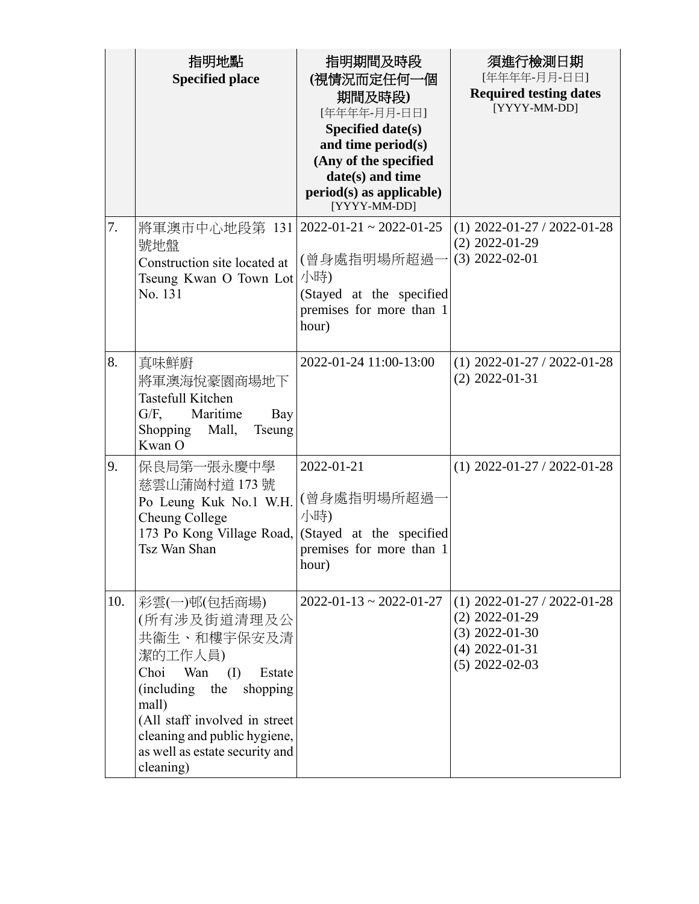| | 指明地點<br>**Specified place** | 指明期間及時段<br>**(視情況而定任何一個期間及時段)**<br>[年年年年-月月-日日]<br>**Specified date(s) and time period(s) (Any of the specified date(s) and time period(s) as applicable)**<br>[YYYY-MM-DD] | 須進行檢測日期<br>[年年年年-月月-日日]<br>**Required testing dates**<br>[YYYY-MM-DD] |
|---|---|---|---|
| 7. | 將軍澳市中心地段第 131 號地盤<br>Construction site located at Tseung Kwan O Town Lot No. 131 | 2022-01-21 ~ 2022-01-25<br><br>(曾身處指明場所超過一小時)<br>(Stayed at the specified premises for more than 1 hour) | (1) 2022-01-27 / 2022-01-28<br>(2) 2022-01-29<br>(3) 2022-02-01 |
| 8. | 真味鮮廚<br>將軍澳海悅豪園商場地下<br>Tastefull Kitchen<br>G/F, Maritime Bay Shopping Mall, Tseung Kwan O | 2022-01-24 11:00-13:00 | (1) 2022-01-27 / 2022-01-28<br>(2) 2022-01-31 |
| 9. | 保良局第一張永慶中學<br>慈雲山蒲崗村道 173 號<br>Po Leung Kuk No.1 W.H. Cheung College<br>173 Po Kong Village Road, Tsz Wan Shan | 2022-01-21<br><br>(曾身處指明場所超過一小時)<br>(Stayed at the specified premises for more than 1 hour) | (1) 2022-01-27 / 2022-01-28 |
| 10. | 彩雲(一)邨(包括商場)<br>(所有涉及街道清理及公共衞生、和樓宇保安及清潔的工作人員)<br>Choi Wan (I) Estate (including the shopping mall)<br>(All staff involved in street cleaning and public hygiene, as well as estate security and cleaning) | 2022-01-13 ~ 2022-01-27 | (1) 2022-01-27 / 2022-01-28<br>(2) 2022-01-29<br>(3) 2022-01-30<br>(4) 2022-01-31<br>(5) 2022-02-03 |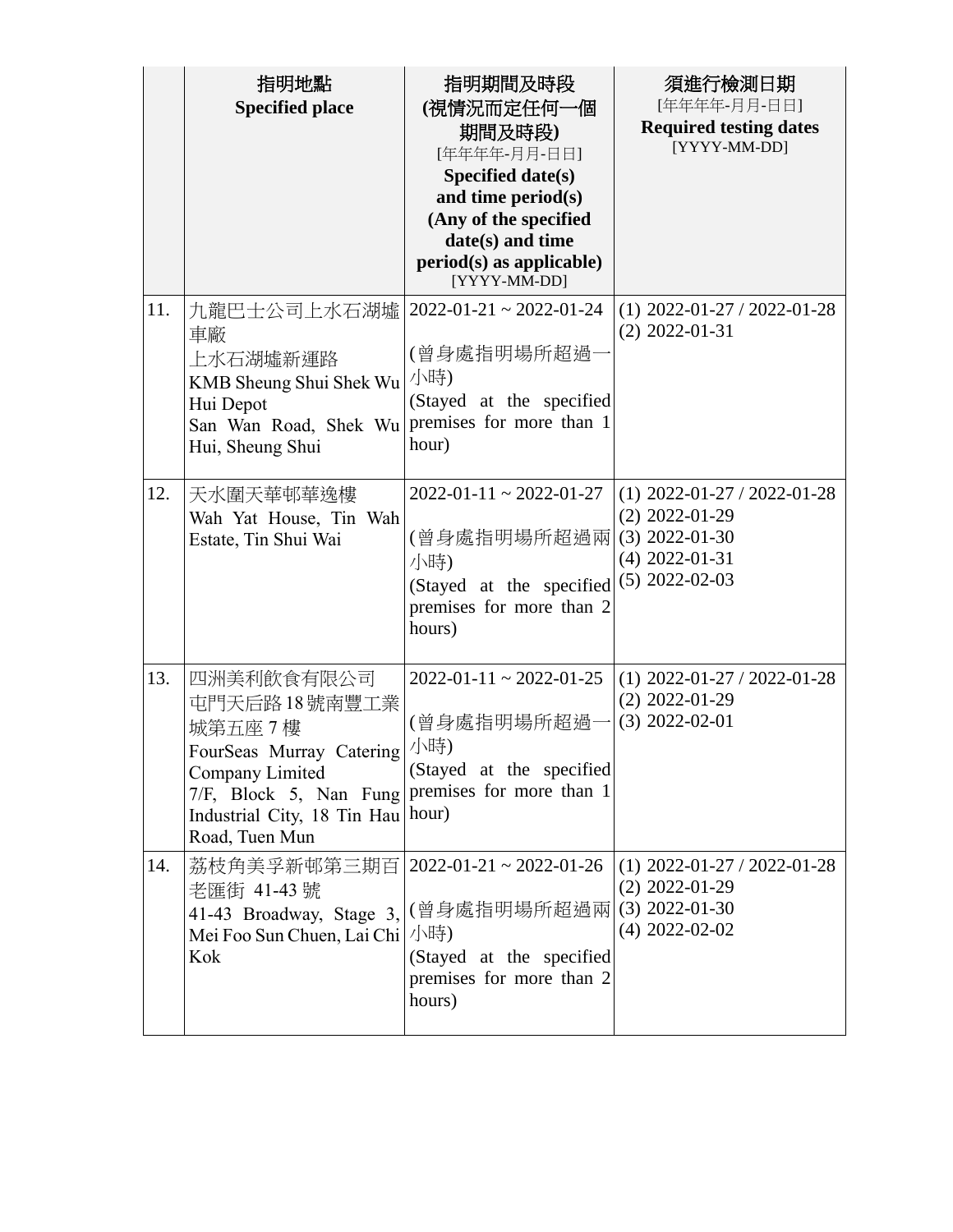| | 指明地點<br>**Specified place** | 指明期間及時段<br>**(視情況而定任何一個期間及時段)**<br>[年年年年-月月-日日]<br>**Specified date(s) and time period(s) (Any of the specified date(s) and time period(s) as applicable)**<br>[YYYY-MM-DD] | 須進行檢測日期<br>[年年年年-月月-日日]<br>**Required testing dates**<br>[YYYY-MM-DD] |
|---|---|---|---|
| 11. | 九龍巴士公司上水石湖墟車廠<br>上水石湖墟新運路<br>KMB Sheung Shui Shek Wu Hui Depot<br>San Wan Road, Shek Wu Hui, Sheung Shui | 2022-01-21 ~ 2022-01-24<br><br>(曾身處指明場所超過一小時)<br>(Stayed at the specified premises for more than 1 hour) | (1) 2022-01-27 / 2022-01-28<br>(2) 2022-01-31 |
| 12. | 天水圍天華邨華逸樓<br>Wah Yat House, Tin Wah Estate, Tin Shui Wai | 2022-01-11 ~ 2022-01-27<br><br>(曾身處指明場所超過兩小時)<br>(Stayed at the specified premises for more than 2 hours) | (1) 2022-01-27 / 2022-01-28<br>(2) 2022-01-29<br>(3) 2022-01-30<br>(4) 2022-01-31<br>(5) 2022-02-03 |
| 13. | 四洲美利飲食有限公司<br>屯門天后路18號南豐工業城第五座7樓<br>FourSeas Murray Catering Company Limited<br>7/F, Block 5, Nan Fung Industrial City, 18 Tin Hau Road, Tuen Mun | 2022-01-11 ~ 2022-01-25<br><br>(曾身處指明場所超過一小時)<br>(Stayed at the specified premises for more than 1 hour) | (1) 2022-01-27 / 2022-01-28<br>(2) 2022-01-29<br>(3) 2022-02-01 |
| 14. | 荔枝角美孚新邨第三期百老匯街 41-43 號<br>41-43 Broadway, Stage 3, Mei Foo Sun Chuen, Lai Chi Kok | 2022-01-21 ~ 2022-01-26<br><br>(曾身處指明場所超過兩小時)<br>(Stayed at the specified premises for more than 2 hours) | (1) 2022-01-27 / 2022-01-28<br>(2) 2022-01-29<br>(3) 2022-01-30<br>(4) 2022-02-02 |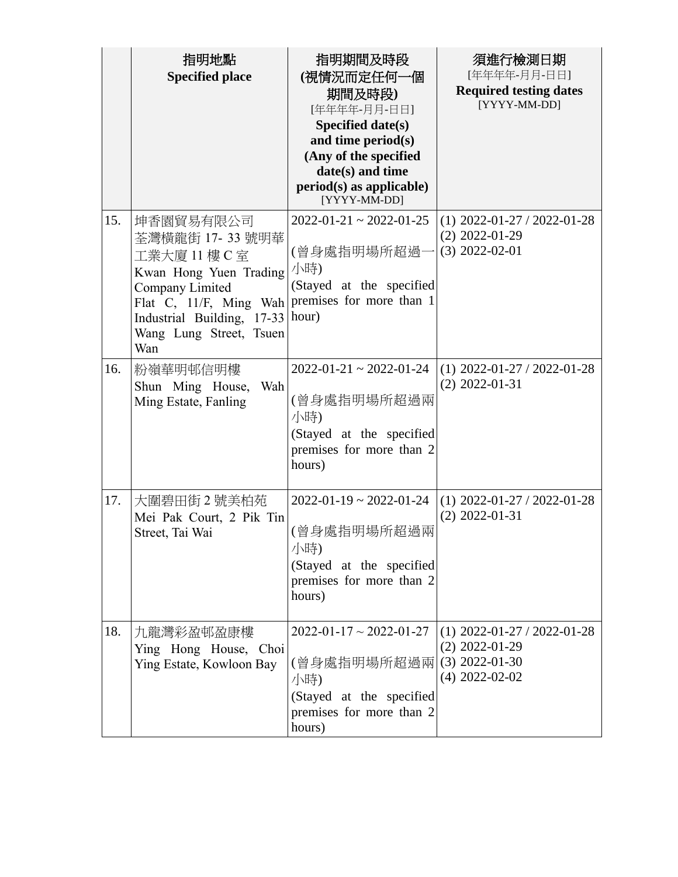| | 指明地點<br>**Specified place** | 指明期間及時段<br>**(視情況而定任何一個期間及時段)**<br>[年年年年-月月-日日]<br>**Specified date(s) and time period(s) (Any of the specified date(s) and time period(s) as applicable)**<br>[YYYY-MM-DD] | 須進行檢測日期<br>[年年年年-月月-日日]<br>**Required testing dates**<br>[YYYY-MM-DD] |
|---|---|---|---|
| 15. | 坤香園貿易有限公司<br>荃灣橫龍街 17- 33 號明華工業大廈 11 樓 C 室<br>Kwan Hong Yuen Trading Company Limited<br>Flat C, 11/F, Ming Wah Industrial Building, 17-33 Wang Lung Street, Tsuen Wan | 2022-01-21 ~ 2022-01-25<br><br>(曾身處指明場所超過一小時)<br>(Stayed at the specified premises for more than 1 hour) | (1) 2022-01-27 / 2022-01-28<br>(2) 2022-01-29<br>(3) 2022-02-01 |
| 16. | 粉嶺華明邨信明樓<br>Shun Ming House, Wah Ming Estate, Fanling | 2022-01-21 ~ 2022-01-24<br><br>(曾身處指明場所超過兩小時)<br>(Stayed at the specified premises for more than 2 hours) | (1) 2022-01-27 / 2022-01-28<br>(2) 2022-01-31 |
| 17. | 大圍碧田街 2 號美柏苑<br>Mei Pak Court, 2 Pik Tin Street, Tai Wai | 2022-01-19 ~ 2022-01-24<br><br>(曾身處指明場所超過兩小時)<br>(Stayed at the specified premises for more than 2 hours) | (1) 2022-01-27 / 2022-01-28<br>(2) 2022-01-31 |
| 18. | 九龍灣彩盈邨盈康樓<br>Ying Hong House, Choi Ying Estate, Kowloon Bay | 2022-01-17 ~ 2022-01-27<br><br>(曾身處指明場所超過兩小時)<br>(Stayed at the specified premises for more than 2 hours) | (1) 2022-01-27 / 2022-01-28<br>(2) 2022-01-29<br>(3) 2022-01-30<br>(4) 2022-02-02 |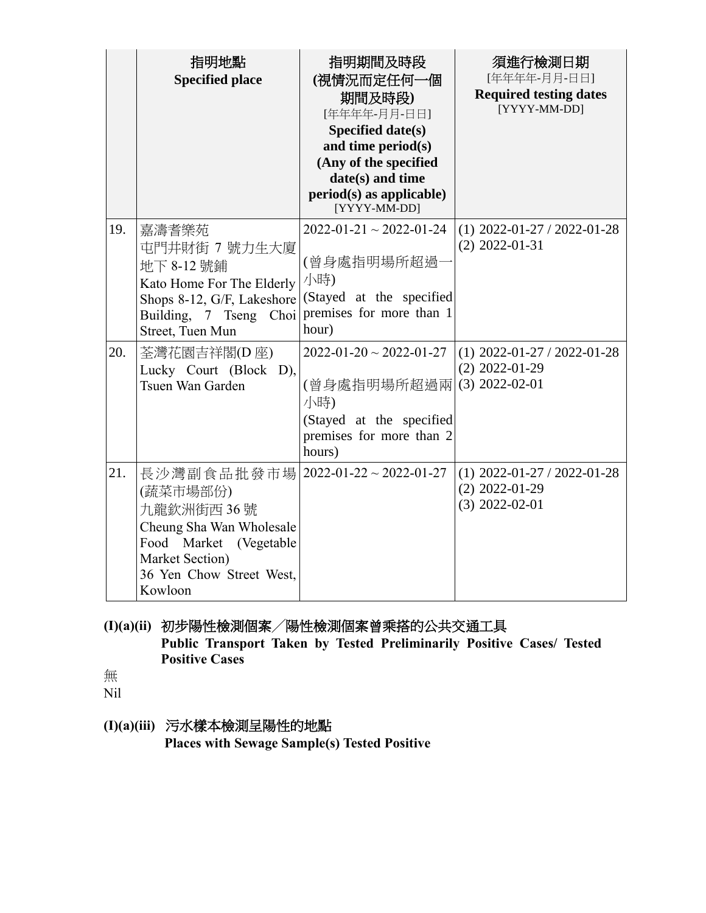| | 指明地點 **Specified place** | 指明期間及時段 **(視情況而定任何一個期間及時段)** [年年年年-月月-日日] **Specified date(s) and time period(s) (Any of the specified date(s) and time period(s) as applicable)** [YYYY-MM-DD] | 須進行檢測日期 [年年年年-月月-日日] **Required testing dates** [YYYY-MM-DD] |
|---|---|---|---|
| 19. | 嘉濤耆樂苑<br>屯門井財街 7 號力生大廈地下 8-12 號鋪<br>Kato Home For The Elderly Shops 8-12, G/F, Lakeshore Building, 7 Tseng Choi Street, Tuen Mun | 2022-01-21 ~ 2022-01-24<br><br>(曾身處指明場所超過一小時)<br>(Stayed at the specified premises for more than 1 hour) | (1) 2022-01-27 / 2022-01-28<br>(2) 2022-01-31 |
| 20. | 荃灣花園吉祥閣(D 座)<br>Lucky Court (Block D), Tsuen Wan Garden | 2022-01-20 ~ 2022-01-27<br><br>(曾身處指明場所超過兩小時)<br>(Stayed at the specified premises for more than 2 hours) | (1) 2022-01-27 / 2022-01-28<br>(2) 2022-01-29<br>(3) 2022-02-01 |
| 21. | 長沙灣副食品批發市場(蔬菜市場部份)<br>九龍欽洲街西 36 號<br>Cheung Sha Wan Wholesale Food Market (Vegetable Market Section)<br>36 Yen Chow Street West, Kowloon | 2022-01-22 ~ 2022-01-27 | (1) 2022-01-27 / 2022-01-28<br>(2) 2022-01-29<br>(3) 2022-02-01 |

**(I)(a)(ii) 初步陽性檢測個案／陽性檢測個案曾乘搭的公共交通工具**
**Public Transport Taken by Tested Preliminarily Positive Cases/ Tested Positive Cases**

無
Nil

**(I)(a)(iii) 污水樣本檢測呈陽性的地點**
**Places with Sewage Sample(s) Tested Positive**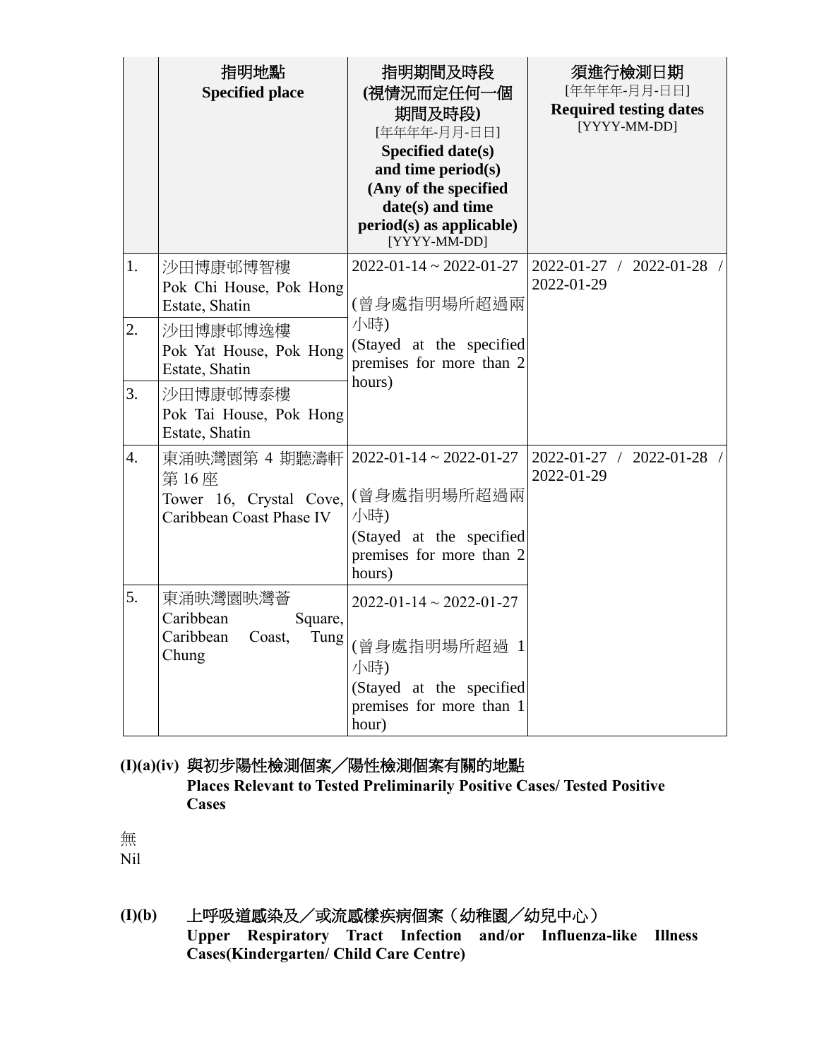| | 指明地點<br>**Specified place** | 指明期間及時段<br>**(視情況而定任何一個期間及時段)**<br>[年年年年-月月-日日]<br>**Specified date(s) and time period(s) (Any of the specified date(s) and time period(s) as applicable)**<br>[YYYY-MM-DD] | 須進行檢測日期<br>[年年年年-月月-日日]<br>**Required testing dates**<br>[YYYY-MM-DD] |
|---|---|---|---|
| 1. | 沙田博康邨博智樓<br>Pok Chi House, Pok Hong Estate, Shatin | 2022-01-14 ~ 2022-01-27<br>(曾身處指明場所超過兩小時)<br>(Stayed at the specified premises for more than 2 hours) | 2022-01-27 / 2022-01-28 / 2022-01-29 |
| 2. | 沙田博康邨博逸樓<br>Pok Yat House, Pok Hong Estate, Shatin | | |
| 3. | 沙田博康邨博泰樓<br>Pok Tai House, Pok Hong Estate, Shatin | | |
| 4. | 東涌映灣園第 4 期聽濤軒第 16 座<br>Tower 16, Crystal Cove, Caribbean Coast Phase IV | 2022-01-14 ~ 2022-01-27<br>(曾身處指明場所超過兩小時)<br>(Stayed at the specified premises for more than 2 hours) | 2022-01-27 / 2022-01-28 / 2022-01-29 |
| 5. | 東涌映灣園映灣薈<br>Caribbean Square, Caribbean Coast, Tung Chung | 2022-01-14 ~ 2022-01-27<br>(曾身處指明場所超過 1 小時)<br>(Stayed at the specified premises for more than 1 hour) | |

**(I)(a)(iv) 與初步陽性檢測個案／陽性檢測個案有關的地點**
**Places Relevant to Tested Preliminarily Positive Cases/ Tested Positive Cases**

無
Nil

**(I)(b) 上呼吸道感染及／或流感樣疾病個案（幼稚園／幼兒中心）**
**Upper Respiratory Tract Infection and/or Influenza-like Illness Cases(Kindergarten/ Child Care Centre)**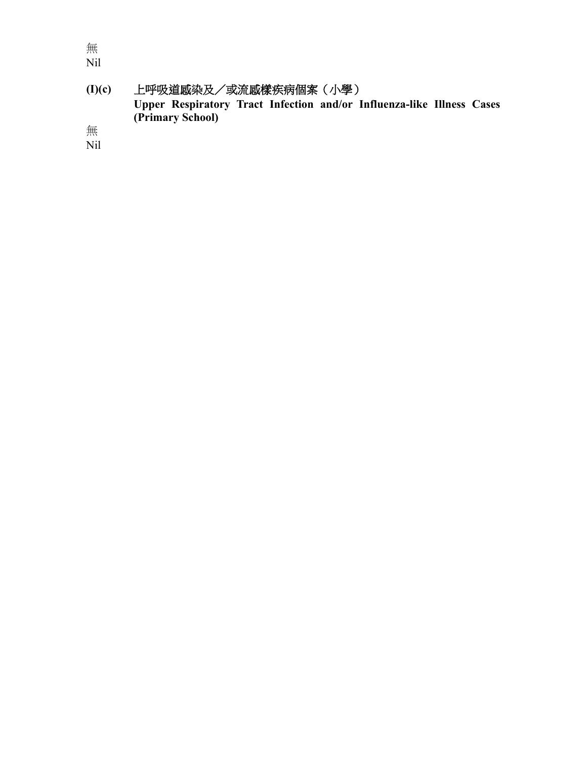無
Nil

### (I)(c) 上呼吸道感染及／或流感樣疾病個案（小學）
### Upper Respiratory Tract Infection and/or Influenza-like Illness Cases (Primary School)

無
Nil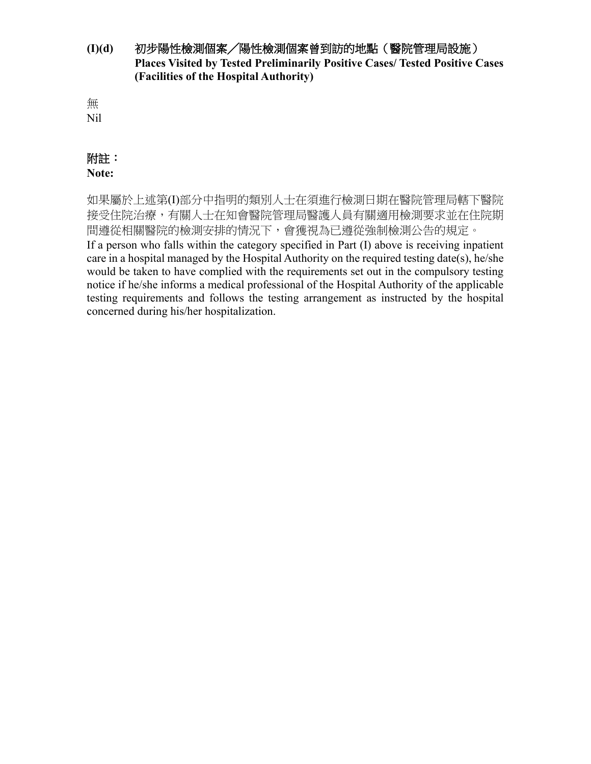### (I)(d) 初步陽性檢測個案／陽性檢測個案曾到訪的地點（醫院管理局設施）
### Places Visited by Tested Preliminarily Positive Cases/ Tested Positive Cases (Facilities of the Hospital Authority)

無
Nil

**附註：**
**Note:**

如果屬於上述第(I)部分中指明的類別人士在須進行檢測日期在醫院管理局轄下醫院接受住院治療，有關人士在知會醫院管理局醫護人員有關適用檢測要求並在住院期間遵從相關醫院的檢測安排的情況下，會獲視為已遵從強制檢測公告的規定。
If a person who falls within the category specified in Part (I) above is receiving inpatient care in a hospital managed by the Hospital Authority on the required testing date(s), he/she would be taken to have complied with the requirements set out in the compulsory testing notice if he/she informs a medical professional of the Hospital Authority of the applicable testing requirements and follows the testing arrangement as instructed by the hospital concerned during his/her hospitalization.